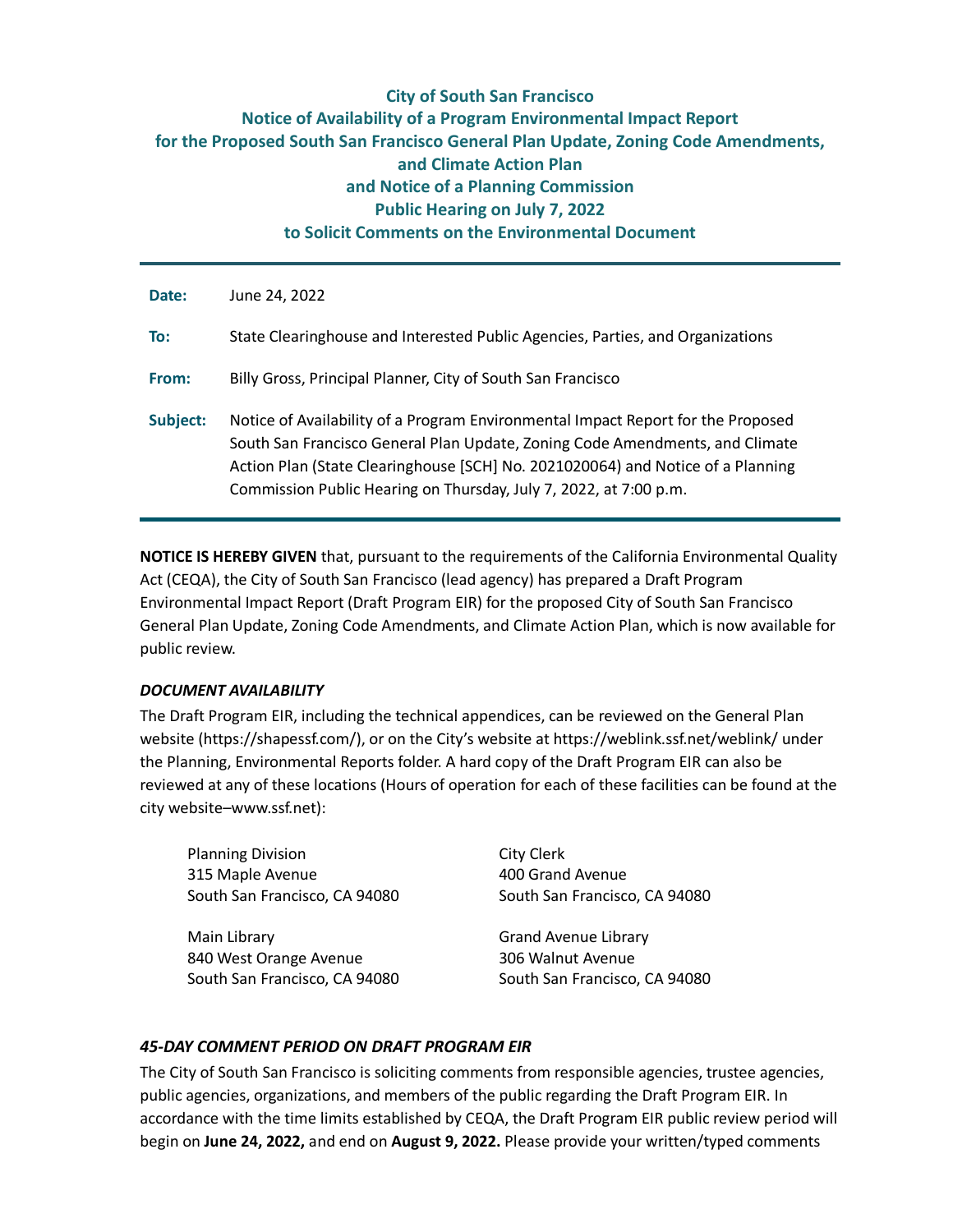# City of South San Francisco
## Notice of Availability of a Program Environmental Impact Report for the Proposed South San Francisco General Plan Update, Zoning Code Amendments, and Climate Action Plan and Notice of a Planning Commission Public Hearing on July 7, 2022 to Solicit Comments on the Environmental Document

| | |
|---|---|
| **Date:** | June 24, 2022 |
| **To:** | State Clearinghouse and Interested Public Agencies, Parties, and Organizations |
| **From:** | Billy Gross, Principal Planner, City of South San Francisco |
| **Subject:** | Notice of Availability of a Program Environmental Impact Report for the Proposed South San Francisco General Plan Update, Zoning Code Amendments, and Climate Action Plan (State Clearinghouse [SCH] No. 2021020064) and Notice of a Planning Commission Public Hearing on Thursday, July 7, 2022, at 7:00 p.m. |

**NOTICE IS HEREBY GIVEN** that, pursuant to the requirements of the California Environmental Quality Act (CEQA), the City of South San Francisco (lead agency) has prepared a Draft Program Environmental Impact Report (Draft Program EIR) for the proposed City of South San Francisco General Plan Update, Zoning Code Amendments, and Climate Action Plan, which is now available for public review.

### *DOCUMENT AVAILABILITY*

The Draft Program EIR, including the technical appendices, can be reviewed on the General Plan website (https://shapessf.com/), or on the City's website at https://weblink.ssf.net/weblink/ under the Planning, Environmental Reports folder. A hard copy of the Draft Program EIR can also be reviewed at any of these locations (Hours of operation for each of these facilities can be found at the city website–www.ssf.net):

Planning Division
315 Maple Avenue
South San Francisco, CA 94080

City Clerk
400 Grand Avenue
South San Francisco, CA 94080

Main Library
840 West Orange Avenue
South San Francisco, CA 94080

Grand Avenue Library
306 Walnut Avenue
South San Francisco, CA 94080

### *45-DAY COMMENT PERIOD ON DRAFT PROGRAM EIR*

The City of South San Francisco is soliciting comments from responsible agencies, trustee agencies, public agencies, organizations, and members of the public regarding the Draft Program EIR. In accordance with the time limits established by CEQA, the Draft Program EIR public review period will begin on **June 24, 2022,** and end on **August 9, 2022.** Please provide your written/typed comments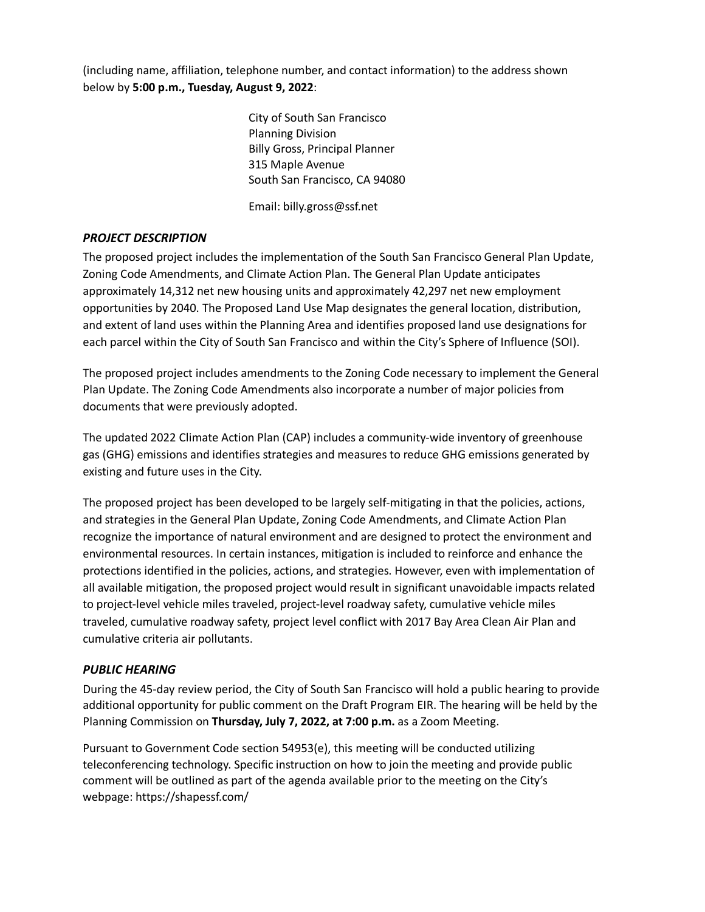(including name, affiliation, telephone number, and contact information) to the address shown below by **5:00 p.m., Tuesday, August 9, 2022**:

City of South San Francisco
Planning Division
Billy Gross, Principal Planner
315 Maple Avenue
South San Francisco, CA 94080

Email: billy.gross@ssf.net

### *PROJECT DESCRIPTION*

The proposed project includes the implementation of the South San Francisco General Plan Update, Zoning Code Amendments, and Climate Action Plan. The General Plan Update anticipates approximately 14,312 net new housing units and approximately 42,297 net new employment opportunities by 2040. The Proposed Land Use Map designates the general location, distribution, and extent of land uses within the Planning Area and identifies proposed land use designations for each parcel within the City of South San Francisco and within the City's Sphere of Influence (SOI).

The proposed project includes amendments to the Zoning Code necessary to implement the General Plan Update. The Zoning Code Amendments also incorporate a number of major policies from documents that were previously adopted.

The updated 2022 Climate Action Plan (CAP) includes a community-wide inventory of greenhouse gas (GHG) emissions and identifies strategies and measures to reduce GHG emissions generated by existing and future uses in the City.

The proposed project has been developed to be largely self-mitigating in that the policies, actions, and strategies in the General Plan Update, Zoning Code Amendments, and Climate Action Plan recognize the importance of natural environment and are designed to protect the environment and environmental resources. In certain instances, mitigation is included to reinforce and enhance the protections identified in the policies, actions, and strategies. However, even with implementation of all available mitigation, the proposed project would result in significant unavoidable impacts related to project-level vehicle miles traveled, project-level roadway safety, cumulative vehicle miles traveled, cumulative roadway safety, project level conflict with 2017 Bay Area Clean Air Plan and cumulative criteria air pollutants.

### *PUBLIC HEARING*

During the 45-day review period, the City of South San Francisco will hold a public hearing to provide additional opportunity for public comment on the Draft Program EIR. The hearing will be held by the Planning Commission on **Thursday, July 7, 2022, at 7:00 p.m.** as a Zoom Meeting.

Pursuant to Government Code section 54953(e), this meeting will be conducted utilizing teleconferencing technology. Specific instruction on how to join the meeting and provide public comment will be outlined as part of the agenda available prior to the meeting on the City's webpage: https://shapessf.com/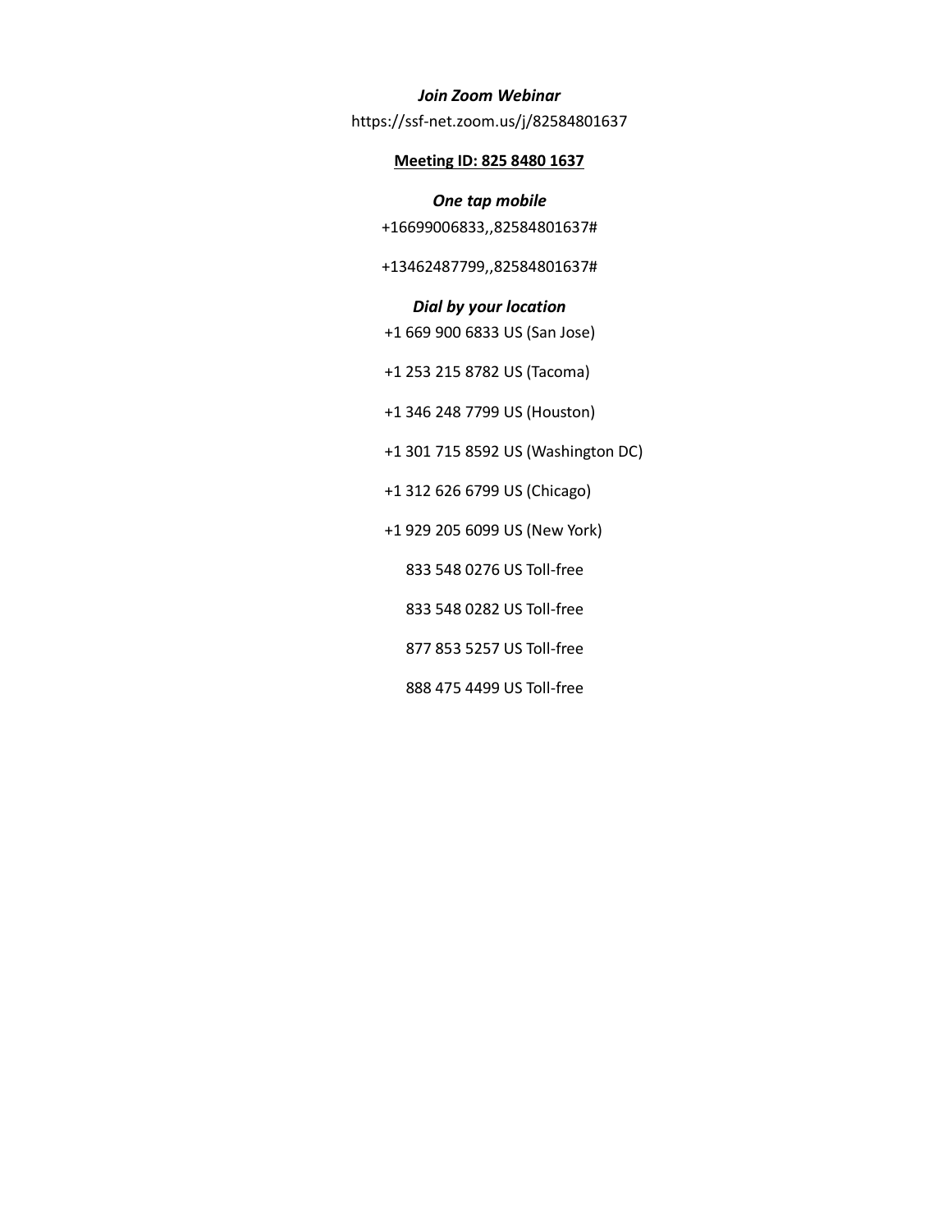***Join Zoom Webinar***

https://ssf-net.zoom.us/j/82584801637

**<u>Meeting ID: 825 8480 1637</u>**

***One tap mobile***

+16699006833,,82584801637#

+13462487799,,82584801637#

***Dial by your location***

+1 669 900 6833 US (San Jose)

+1 253 215 8782 US (Tacoma)

+1 346 248 7799 US (Houston)

+1 301 715 8592 US (Washington DC)

+1 312 626 6799 US (Chicago)

+1 929 205 6099 US (New York)

833 548 0276 US Toll-free

833 548 0282 US Toll-free

877 853 5257 US Toll-free

888 475 4499 US Toll-free